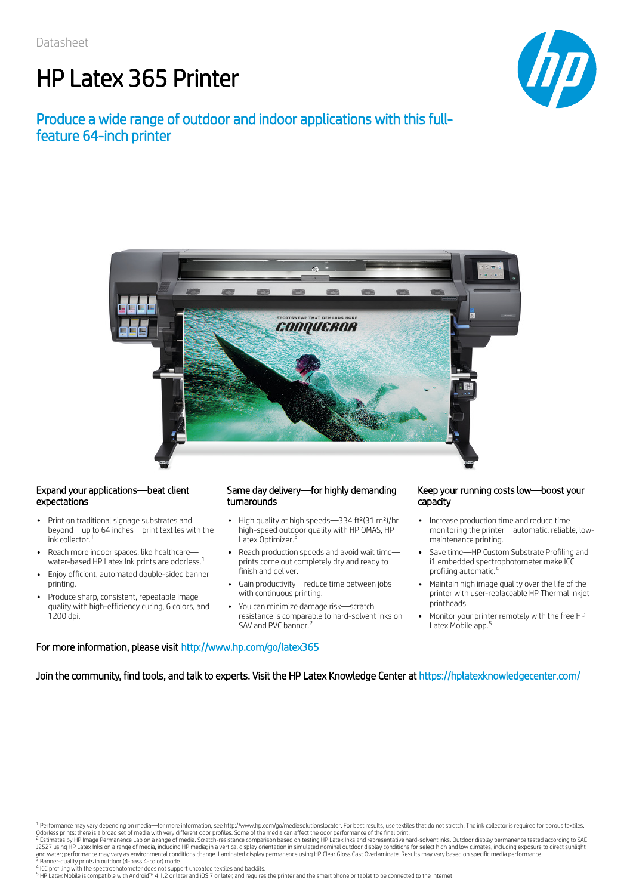Datasheet

# HP Latex 365 Printer

## Produce a wide range of outdoor and indoor applications with this full-feature 64-inch printer

### Expand your applications—beat client expectations

- Print on traditional signage substrates and beyond—up to 64 inches—print textiles with the ink collector.[1]
- Reach more indoor spaces, like healthcare—water-based HP Latex Ink prints are odorless.[1]
- Enjoy efficient, automated double-sided banner printing.
- Produce sharp, consistent, repeatable image quality with high-efficiency curing, 6 colors, and 1200 dpi.

### Same day delivery—for highly demanding turnarounds

- High quality at high speeds—334 ft²(31 m²)/hr high-speed outdoor quality with HP OMAS, HP Latex Optimizer.[3]
- Reach production speeds and avoid wait time—prints come out completely dry and ready to finish and deliver.
- Gain productivity—reduce time between jobs with continuous printing.
- You can minimize damage risk—scratch resistance is comparable to hard-solvent inks on SAV and PVC banner.[2]

### Keep your running costs low—boost your capacity

- Increase production time and reduce time monitoring the printer—automatic, reliable, low-maintenance printing.
- Save time—HP Custom Substrate Profiling and i1 embedded spectrophotometer make ICC profiling automatic.[4]
- Maintain high image quality over the life of the printer with user-replaceable HP Thermal Inkjet printheads.
- Monitor your printer remotely with the free HP Latex Mobile app.[5]

**For more information, please visit http://www.hp.com/go/latex365**

**Join the community, find tools, and talk to experts. Visit the HP Latex Knowledge Center at https://hplatexknowledgecenter.com/**

---

[1] Performance may vary depending on media—for more information, see http://www.hp.com/go/mediasolutionslocator. For best results, use textiles that do not stretch. The ink collector is required for porous textiles. Odorless prints: there is a broad set of media with very different odor profiles. Some of the media can affect the odor performance of the final print.

[2] Estimates by HP Image Permanence Lab on a range of media. Scratch-resistance comparison based on testing HP Latex Inks and representative hard-solvent inks. Outdoor display permanence tested according to SAE J2527 using HP Latex Inks on a range of media, including HP media; in a vertical display orientation in simulated nominal outdoor display conditions for select high and low climates, including exposure to direct sunlight and water; performance may vary as environmental conditions change. Laminated display permanence using HP Clear Gloss Cast Overlaminate. Results may vary based on specific media performance.

[3] Banner-quality prints in outdoor (4-pass 4-color) mode.

[4] ICC profiling with the spectrophotometer does not support uncoated textiles and backlits.

[5] HP Latex Mobile is compatible with Android™ 4.1.2 or later and iOS 7 or later, and requires the printer and the smart phone or tablet to be connected to the Internet.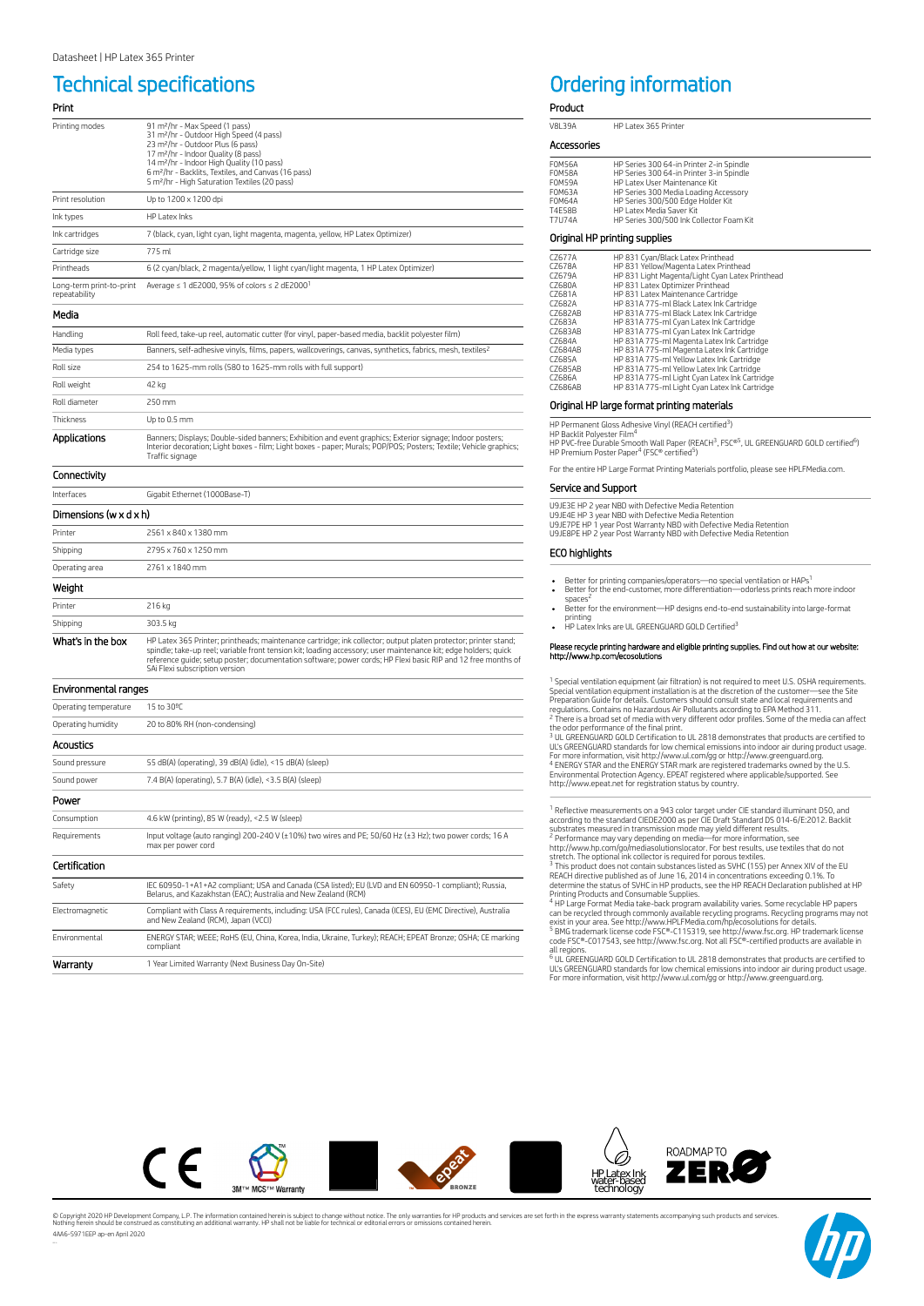# Technical specifications

## Print

| | |
|---|---|
| Printing modes | 91 m²/hr - Max Speed (1 pass)<br>31 m²/hr - Outdoor High Speed (4 pass)<br>23 m²/hr - Outdoor Plus (6 pass)<br>17 m²/hr - Indoor Quality (8 pass)<br>14 m²/hr - Indoor High Quality (10 pass)<br>6 m²/hr - Backlits, Textiles, and Canvas (16 pass)<br>5 m²/hr - High Saturation Textiles (20 pass) |
| Print resolution | Up to 1200 x 1200 dpi |
| Ink types | HP Latex Inks |
| Ink cartridges | 7 (black, cyan, light cyan, light magenta, magenta, yellow, HP Latex Optimizer) |
| Cartridge size | 775 ml |
| Printheads | 6 (2 cyan/black, 2 magenta/yellow, 1 light cyan/light magenta, 1 HP Latex Optimizer) |
| Long-term print-to-print repeatability | Average ≤ 1 dE2000, 95% of colors ≤ 2 dE2000[1] |

## Media

| | |
|---|---|
| Handling | Roll feed, take-up reel, automatic cutter (for vinyl, paper-based media, backlit polyester film) |
| Media types | Banners, self-adhesive vinyls, films, papers, wallcoverings, canvas, synthetics, fabrics, mesh, textiles[2] |
| Roll size | 254 to 1625-mm rolls (580 to 1625-mm rolls with full support) |
| Roll weight | 42 kg |
| Roll diameter | 250 mm |
| Thickness | Up to 0.5 mm |

## Applications

Banners; Displays; Double-sided banners; Exhibition and event graphics; Exterior signage; Indoor posters; Interior decoration; Light boxes - film; Light boxes - paper; Murals; POP/POS; Posters; Textile; Vehicle graphics; Traffic signage

## Connectivity

| | |
|---|---|
| Interfaces | Gigabit Ethernet (1000Base-T) |

## Dimensions (w x d x h)

| | |
|---|---|
| Printer | 2561 x 840 x 1380 mm |
| Shipping | 2795 x 760 x 1250 mm |
| Operating area | 2761 x 1840 mm |

## Weight

| | |
|---|---|
| Printer | 216 kg |
| Shipping | 303.5 kg |

## What's in the box

HP Latex 365 Printer; printheads; maintenance cartridge; ink collector; output platen protector; printer stand; spindle; take-up reel; variable front tension kit; loading accessory; user maintenance kit; edge holders; quick reference guide; setup poster; documentation software; power cords; HP Flexi basic RIP and 12 free months of SAi Flexi subscription version

## Environmental ranges

| | |
|---|---|
| Operating temperature | 15 to 30ºC |
| Operating humidity | 20 to 80% RH (non-condensing) |

## Acoustics

| | |
|---|---|
| Sound pressure | 55 dB(A) (operating), 39 dB(A) (idle), <15 dB(A) (sleep) |
| Sound power | 7.4 B(A) (operating), 5.7 B(A) (idle), <3.5 B(A) (sleep) |

## Power

| | |
|---|---|
| Consumption | 4.6 kW (printing), 85 W (ready), <2.5 W (sleep) |
| Requirements | Input voltage (auto ranging) 200-240 V (±10%) two wires and PE; 50/60 Hz (±3 Hz); two power cords; 16 A max per power cord |

## Certification

| | |
|---|---|
| Safety | IEC 60950-1+A1+A2 compliant; USA and Canada (CSA listed); EU (LVD and EN 60950-1 compliant); Russia, Belarus, and Kazakhstan (EAC); Australia and New Zealand (RCM) |
| Electromagnetic | Compliant with Class A requirements, including: USA (FCC rules), Canada (ICES), EU (EMC Directive), Australia and New Zealand (RCM), Japan (VCCI) |
| Environmental | ENERGY STAR; WEEE; RoHS (EU, China, Korea, India, Ukraine, Turkey); REACH; EPEAT Bronze; OSHA; CE marking compliant |

## Warranty

1 Year Limited Warranty (Next Business Day On-Site)

# Ordering information

## Product

| | |
|---|---|
| V8L39A | HP Latex 365 Printer |

## Accessories

| | |
|---|---|
| F0M56A | HP Series 300 64-in Printer 2-in Spindle |
| F0M58A | HP Series 300 64-in Printer 3-in Spindle |
| F0M59A | HP Latex User Maintenance Kit |
| F0M63A | HP Series 300 Media Loading Accessory |
| F0M64A | HP Series 300/500 Edge Holder Kit |
| T4E58B | HP Latex Media Saver Kit |
| T7U74A | HP Series 300/500 Ink Collector Foam Kit |

## Original HP printing supplies

| | |
|---|---|
| CZ677A | HP 831 Cyan/Black Latex Printhead |
| CZ678A | HP 831 Yellow/Magenta Latex Printhead |
| CZ679A | HP 831 Light Magenta/Light Cyan Latex Printhead |
| CZ680A | HP 831 Latex Optimizer Printhead |
| CZ681A | HP 831 Latex Maintenance Cartridge |
| CZ682A | HP 831A 775-ml Black Latex Ink Cartridge |
| CZ682AB | HP 831A 775-ml Black Latex Ink Cartridge |
| CZ683A | HP 831A 775-ml Cyan Latex Ink Cartridge |
| CZ683AB | HP 831A 775-ml Cyan Latex Ink Cartridge |
| CZ684A | HP 831A 775-ml Magenta Latex Ink Cartridge |
| CZ684AB | HP 831A 775-ml Magenta Latex Ink Cartridge |
| CZ685A | HP 831A 775-ml Yellow Latex Ink Cartridge |
| CZ685AB | HP 831A 775-ml Yellow Latex Ink Cartridge |
| CZ686A | HP 831A 775-ml Light Cyan Latex Ink Cartridge |
| CZ686AB | HP 831A 775-ml Light Cyan Latex Ink Cartridge |

## Original HP large format printing materials

HP Permanent Gloss Adhesive Vinyl (REACH certified[3])
HP Backlit Polyester Film[4]
HP PVC-free Durable Smooth Wall Paper (REACH[3], FSC®[5], UL GREENGUARD GOLD certified[6])
HP Premium Poster Paper[4] (FSC® certified[5])

For the entire HP Large Format Printing Materials portfolio, please see HPLFMedia.com.

## Service and Support

U9JE3E HP 2 year NBD with Defective Media Retention
U9JE4E HP 3 year NBD with Defective Media Retention
U9JE7PE HP 1 year Post Warranty NBD with Defective Media Retention
U9JE8PE HP 2 year Post Warranty NBD with Defective Media Retention

## ECO highlights

- Better for printing companies/operators—no special ventilation or HAPs[1]
- Better for the end-customer, more differentiation—odorless prints reach more indoor spaces[2]
- Better for the environment—HP designs end-to-end sustainability into large-format printing
- HP Latex Inks are UL GREENGUARD GOLD Certified[3]

**Please recycle printing hardware and eligible printing supplies. Find out how at our website: http://www.hp.com/ecosolutions**

[1] Special ventilation equipment (air filtration) is not required to meet U.S. OSHA requirements. Special ventilation equipment installation is at the discretion of the customer—see the Site Preparation Guide for details. Customers should consult state and local requirements and regulations. Contains no Hazardous Air Pollutants according to EPA Method 311.
[2] There is a broad set of media with very different odor profiles. Some of the media can affect the odor performance of the final print.
[3] UL GREENGUARD GOLD Certification to UL 2818 demonstrates that products are certified to UL's GREENGUARD standards for low chemical emissions into indoor air during product usage. For more information, visit http://www.ul.com/gg or http://www.greenguard.org.
[4] ENERGY STAR and the ENERGY STAR mark are registered trademarks owned by the U.S. Environmental Protection Agency. EPEAT registered where applicable/supported. See http://www.epeat.net for registration status by country.

[1] Reflective measurements on a 943 color target under CIE standard illuminant D50, and according to the standard CIEDE2000 as per CIE Draft Standard DS 014-6/E:2012. Backlit substrates measured in transmission mode may yield different results.
[2] Performance may vary depending on media—for more information, see http://www.hp.com/go/mediasolutionslocator. For best results, use textiles that do not stretch. The optional ink collector is required for porous textiles.
[3] This product does not contain substances listed as SVHC (155) per Annex XIV of the EU REACH directive published as of June 16, 2014 in concentrations exceeding 0.1%. To determine the status of SVHC in HP products, see the HP REACH Declaration published at HP Printing Products and Consumable Supplies.
[4] HP Large Format Media take-back program availability varies. Some recyclable HP papers can be recycled through commonly available recycling programs. Recycling programs may not exist in your area. See http://www.HPLFMedia.com/hp/ecosolutions for details.
[5] BMG trademark license code FSC®-C115319, see http://www.fsc.org. HP trademark license code FSC®-C017543, see http://www.fsc.org. Not all FSC®-certified products are available in all regions.
[6] UL GREENGUARD GOLD Certification to UL 2818 demonstrates that products are certified to UL's GREENGUARD standards for low chemical emissions into indoor air during product usage. For more information, visit http://www.ul.com/gg or http://www.greenguard.org.

© Copyright 2020 HP Development Company, L.P. The information contained herein is subject to change without notice. The only warranties for HP products and services are set forth in the express warranty statements accompanying such products and services. Nothing herein should be construed as constituting an additional warranty. HP shall not be liable for technical or editorial errors or omissions contained herein.

4AA6-5971EEP ap-en April 2020